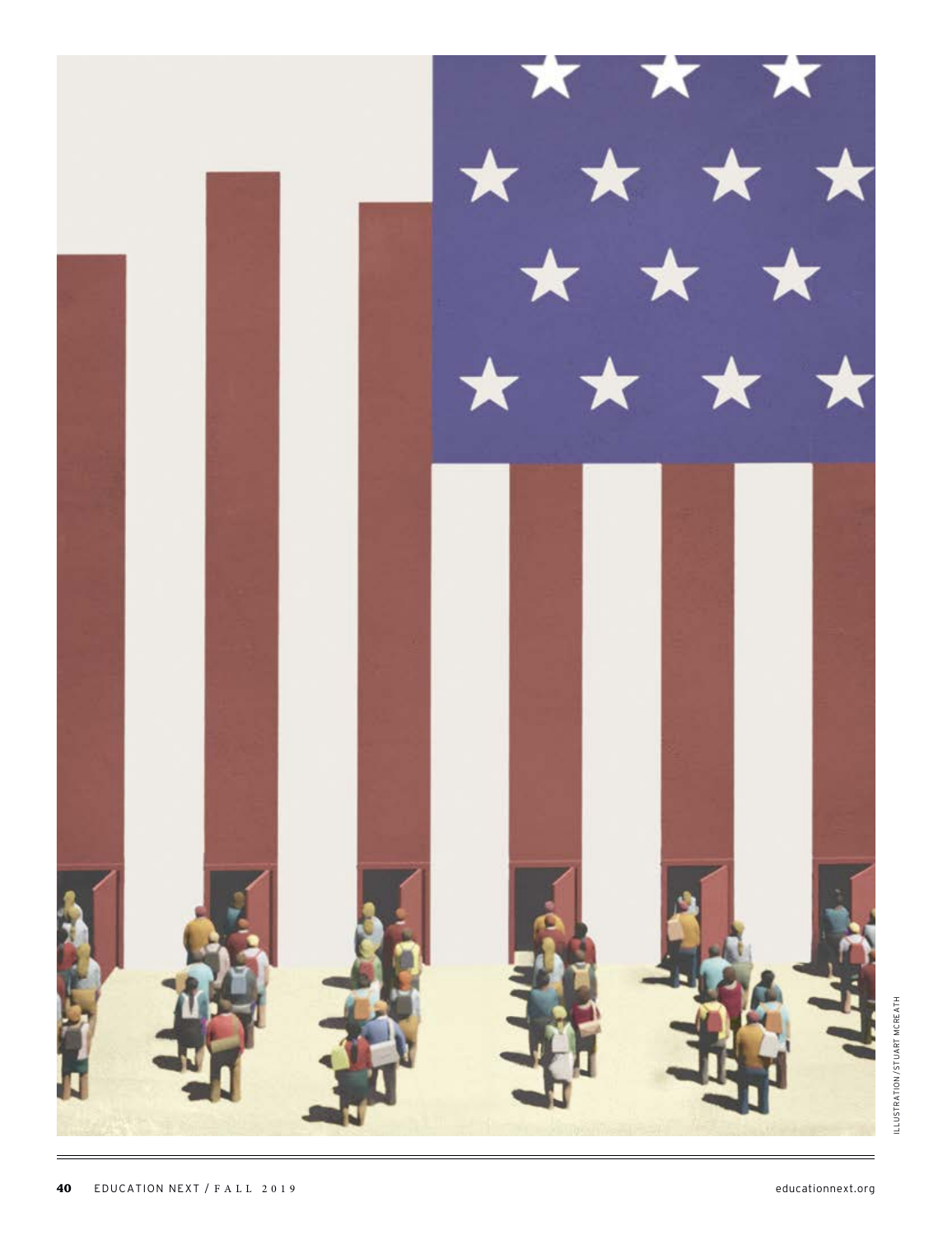ILLUSTRATION/STUART MCREATH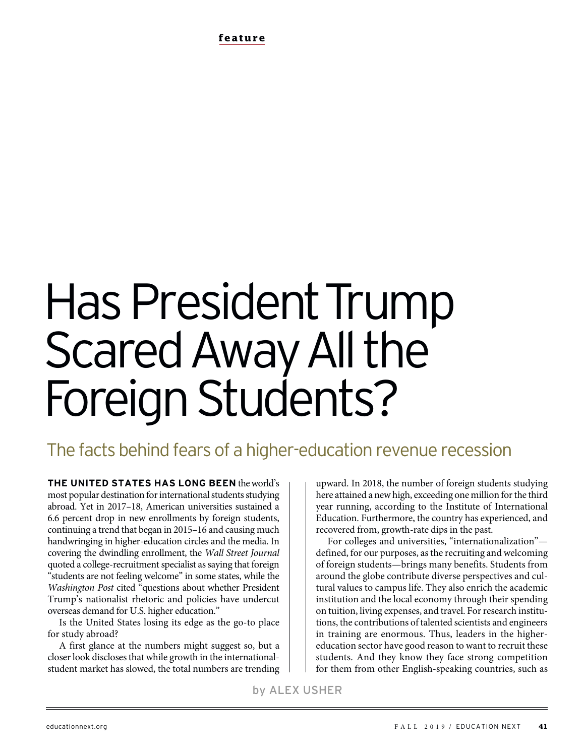feature

# Has President Trump Scared Away All the Foreign Students?

## The facts behind fears of a higher-education revenue recession

by ALEX USHER

**THE UNITED STATES HAS LONG BEEN** the world's most popular destination for international students studying abroad. Yet in 2017–18, American universities sustained a 6.6 percent drop in new enrollments by foreign students, continuing a trend that began in 2015–16 and causing much handwringing in higher-education circles and the media. In covering the dwindling enrollment, the *Wall Street Journal* quoted a college-recruitment specialist as saying that foreign "students are not feeling welcome" in some states, while the *Washington Post* cited "questions about whether President Trump's nationalist rhetoric and policies have undercut overseas demand for U.S. higher education."

Is the United States losing its edge as the go-to place for study abroad?

A first glance at the numbers might suggest so, but a closer look discloses that while growth in the international-student market has slowed, the total numbers are trending upward. In 2018, the number of foreign students studying here attained a new high, exceeding one million for the third year running, according to the Institute of International Education. Furthermore, the country has experienced, and recovered from, growth-rate dips in the past.

For colleges and universities, "internationalization"—defined, for our purposes, as the recruiting and welcoming of foreign students—brings many benefits. Students from around the globe contribute diverse perspectives and cultural values to campus life. They also enrich the academic institution and the local economy through their spending on tuition, living expenses, and travel. For research institutions, the contributions of talented scientists and engineers in training are enormous. Thus, leaders in the higher-education sector have good reason to want to recruit these students. And they know they face strong competition for them from other English-speaking countries, such as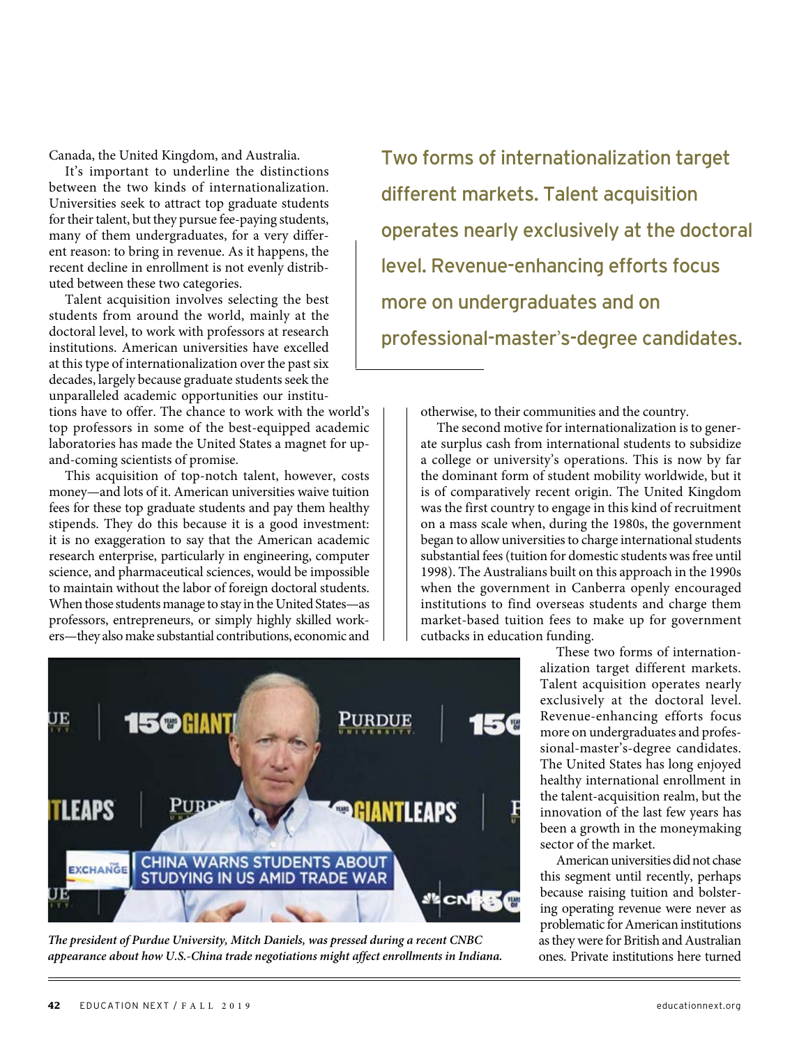Canada, the United Kingdom, and Australia.

It's important to underline the distinctions between the two kinds of internationalization. Universities seek to attract top graduate students for their talent, but they pursue fee-paying students, many of them undergraduates, for a very different reason: to bring in revenue. As it happens, the recent decline in enrollment is not evenly distributed between these two categories.

Talent acquisition involves selecting the best students from around the world, mainly at the doctoral level, to work with professors at research institutions. American universities have excelled at this type of internationalization over the past six decades, largely because graduate students seek the unparalleled academic opportunities our institutions have to offer. The chance to work with the world's top professors in some of the best-equipped academic laboratories has made the United States a magnet for up-and-coming scientists of promise.

This acquisition of top-notch talent, however, costs money—and lots of it. American universities waive tuition fees for these top graduate students and pay them healthy stipends. They do this because it is a good investment: it is no exaggeration to say that the American academic research enterprise, particularly in engineering, computer science, and pharmaceutical sciences, would be impossible to maintain without the labor of foreign doctoral students. When those students manage to stay in the United States—as professors, entrepreneurs, or simply highly skilled workers—they also make substantial contributions, economic and otherwise, to their communities and the country.

> Two forms of internationalization target different markets. Talent acquisition operates nearly exclusively at the doctoral level. Revenue-enhancing efforts focus more on undergraduates and on professional-master's-degree candidates.

The second motive for internationalization is to generate surplus cash from international students to subsidize a college or university's operations. This is now by far the dominant form of student mobility worldwide, but it is of comparatively recent origin. The United Kingdom was the first country to engage in this kind of recruitment on a mass scale when, during the 1980s, the government began to allow universities to charge international students substantial fees (tuition for domestic students was free until 1998). The Australians built on this approach in the 1990s when the government in Canberra openly encouraged institutions to find overseas students and charge them market-based tuition fees to make up for government cutbacks in education funding.

These two forms of internationalization target different markets. Talent acquisition operates nearly exclusively at the doctoral level. Revenue-enhancing efforts focus more on undergraduates and professional-master's-degree candidates. The United States has long enjoyed healthy international enrollment in the talent-acquisition realm, but the innovation of the last few years has been a growth in the moneymaking sector of the market.

American universities did not chase this segment until recently, perhaps because raising tuition and bolstering operating revenue were never as problematic for American institutions as they were for British and Australian ones. Private institutions here turned

*The president of Purdue University, Mitch Daniels, was pressed during a recent CNBC appearance about how U.S.-China trade negotiations might affect enrollments in Indiana.*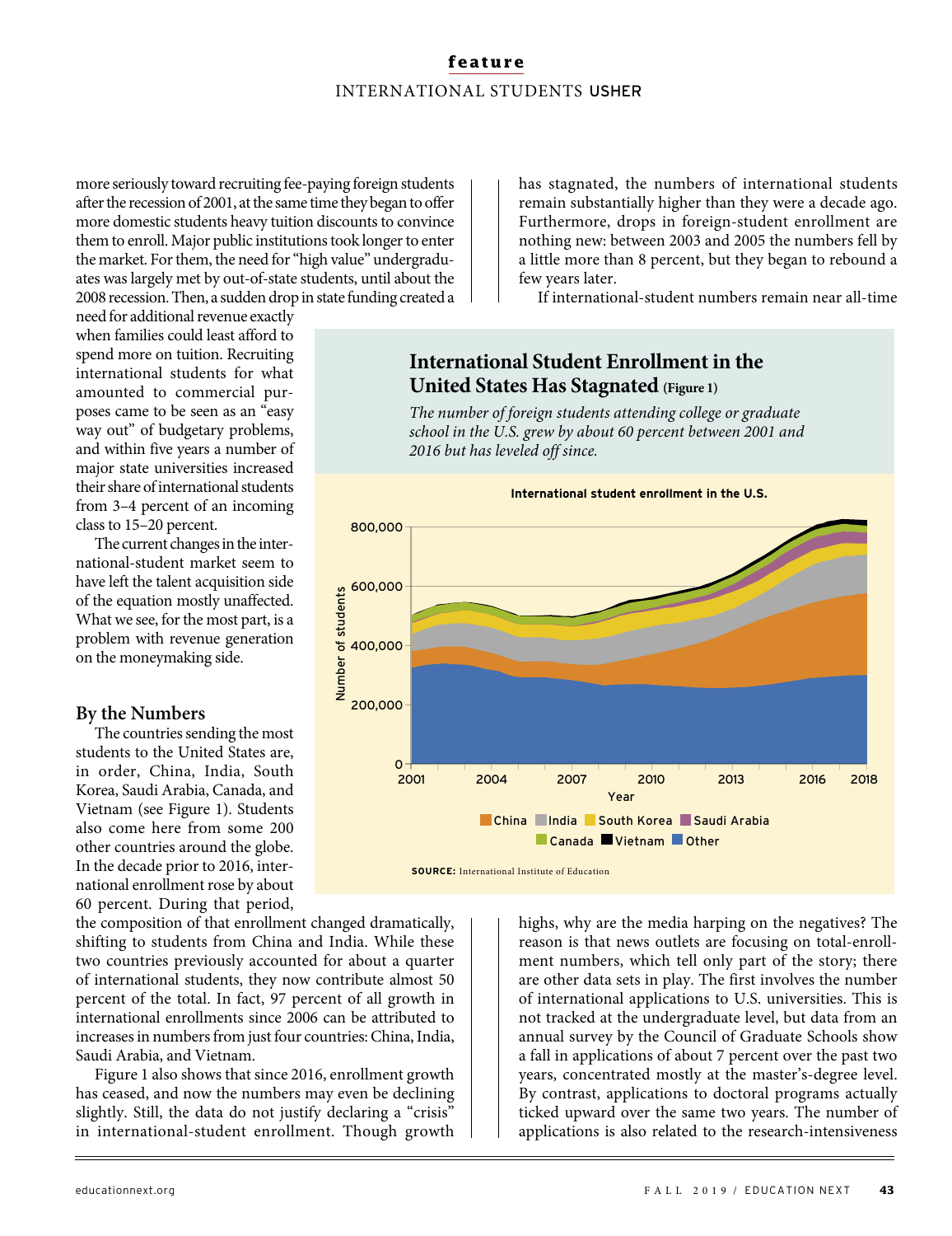more seriously toward recruiting fee-paying foreign students after the recession of 2001, at the same time they began to offer more domestic students heavy tuition discounts to convince them to enroll. Major public institutions took longer to enter the market. For them, the need for "high value" undergraduates was largely met by out-of-state students, until about the 2008 recession. Then, a sudden drop in state funding created a need for additional revenue exactly when families could least afford to spend more on tuition. Recruiting international students for what amounted to commercial purposes came to be seen as an "easy way out" of budgetary problems, and within five years a number of major state universities increased their share of international students from 3–4 percent of an incoming class to 15–20 percent.

The current changes in the international-student market seem to have left the talent acquisition side of the equation mostly unaffected. What we see, for the most part, is a problem with revenue generation on the moneymaking side.

## By the Numbers

The countries sending the most students to the United States are, in order, China, India, South Korea, Saudi Arabia, Canada, and Vietnam (see Figure 1). Students also come here from some 200 other countries around the globe. In the decade prior to 2016, international enrollment rose by about 60 percent. During that period, the composition of that enrollment changed dramatically, shifting to students from China and India. While these two countries previously accounted for about a quarter of international students, they now contribute almost 50 percent of the total. In fact, 97 percent of all growth in international enrollments since 2006 can be attributed to increases in numbers from just four countries: China, India, Saudi Arabia, and Vietnam.

Figure 1 also shows that since 2016, enrollment growth has ceased, and now the numbers may even be declining slightly. Still, the data do not justify declaring a "crisis" in international-student enrollment. Though growth has stagnated, the numbers of international students remain substantially higher than they were a decade ago. Furthermore, drops in foreign-student enrollment are nothing new: between 2003 and 2005 the numbers fell by a little more than 8 percent, but they began to rebound a few years later.

**International Student Enrollment in the United States Has Stagnated** (Figure 1)

*The number of foreign students attending college or graduate school in the U.S. grew by about 60 percent between 2001 and 2016 but has leveled off since.*

International student enrollment in the U.S.

SOURCE: International Institute of Education

If international-student numbers remain near all-time highs, why are the media harping on the negatives? The reason is that news outlets are focusing on total-enrollment numbers, which tell only part of the story; there are other data sets in play. The first involves the number of international applications to U.S. universities. This is not tracked at the undergraduate level, but data from an annual survey by the Council of Graduate Schools show a fall in applications of about 7 percent over the past two years, concentrated mostly at the master's-degree level. By contrast, applications to doctoral programs actually ticked upward over the same two years. The number of applications is also related to the research-intensiveness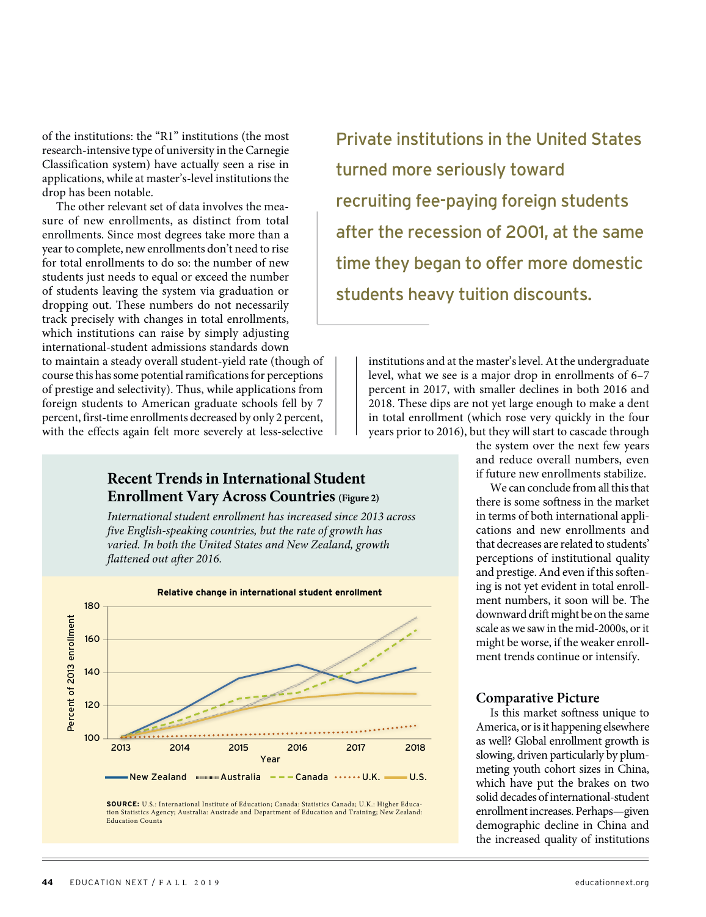of the institutions: the "R1" institutions (the most research-intensive type of university in the Carnegie Classification system) have actually seen a rise in applications, while at master's-level institutions the drop has been notable.

The other relevant set of data involves the measure of new enrollments, as distinct from total enrollments. Since most degrees take more than a year to complete, new enrollments don't need to rise for total enrollments to do so: the number of new students just needs to equal or exceed the number of students leaving the system via graduation or dropping out. These numbers do not necessarily track precisely with changes in total enrollments, which institutions can raise by simply adjusting international-student admissions standards down to maintain a steady overall student-yield rate (though of course this has some potential ramifications for perceptions of prestige and selectivity). Thus, while applications from foreign students to American graduate schools fell by 7 percent, first-time enrollments decreased by only 2 percent, with the effects again felt more severely at less-selective institutions and at the master's level. At the undergraduate level, what we see is a major drop in enrollments of 6–7 percent in 2017, with smaller declines in both 2016 and 2018. These dips are not yet large enough to make a dent in total enrollment (which rose very quickly in the four years prior to 2016), but they will start to cascade through the system over the next few years and reduce overall numbers, even if future new enrollments stabilize.

> Private institutions in the United States turned more seriously toward recruiting fee-paying foreign students after the recession of 2001, at the same time they began to offer more domestic students heavy tuition discounts.

We can conclude from all this that there is some softness in the market in terms of both international applications and new enrollments and that decreases are related to students' perceptions of institutional quality and prestige. And even if this softening is not yet evident in total enrollment numbers, it soon will be. The downward drift might be on the same scale as we saw in the mid-2000s, or it might be worse, if the weaker enrollment trends continue or intensify.

### Recent Trends in International Student Enrollment Vary Across Countries (Figure 2)

*International student enrollment has increased since 2013 across five English-speaking countries, but the rate of growth has varied. In both the United States and New Zealand, growth flattened out after 2016.*

**Relative change in international student enrollment**

Percent of 2013 enrollment; Year (2013–2018); Series: New Zealand, Australia, Canada, U.K., U.S.

SOURCE: U.S.: International Institute of Education; Canada: Statistics Canada; U.K.: Higher Education Statistics Agency; Australia: Austrade and Department of Education and Training; New Zealand: Education Counts

## Comparative Picture

Is this market softness unique to America, or is it happening elsewhere as well? Global enrollment growth is slowing, driven particularly by plummeting youth cohort sizes in China, which have put the brakes on two solid decades of international-student enrollment increases. Perhaps—given demographic decline in China and the increased quality of institutions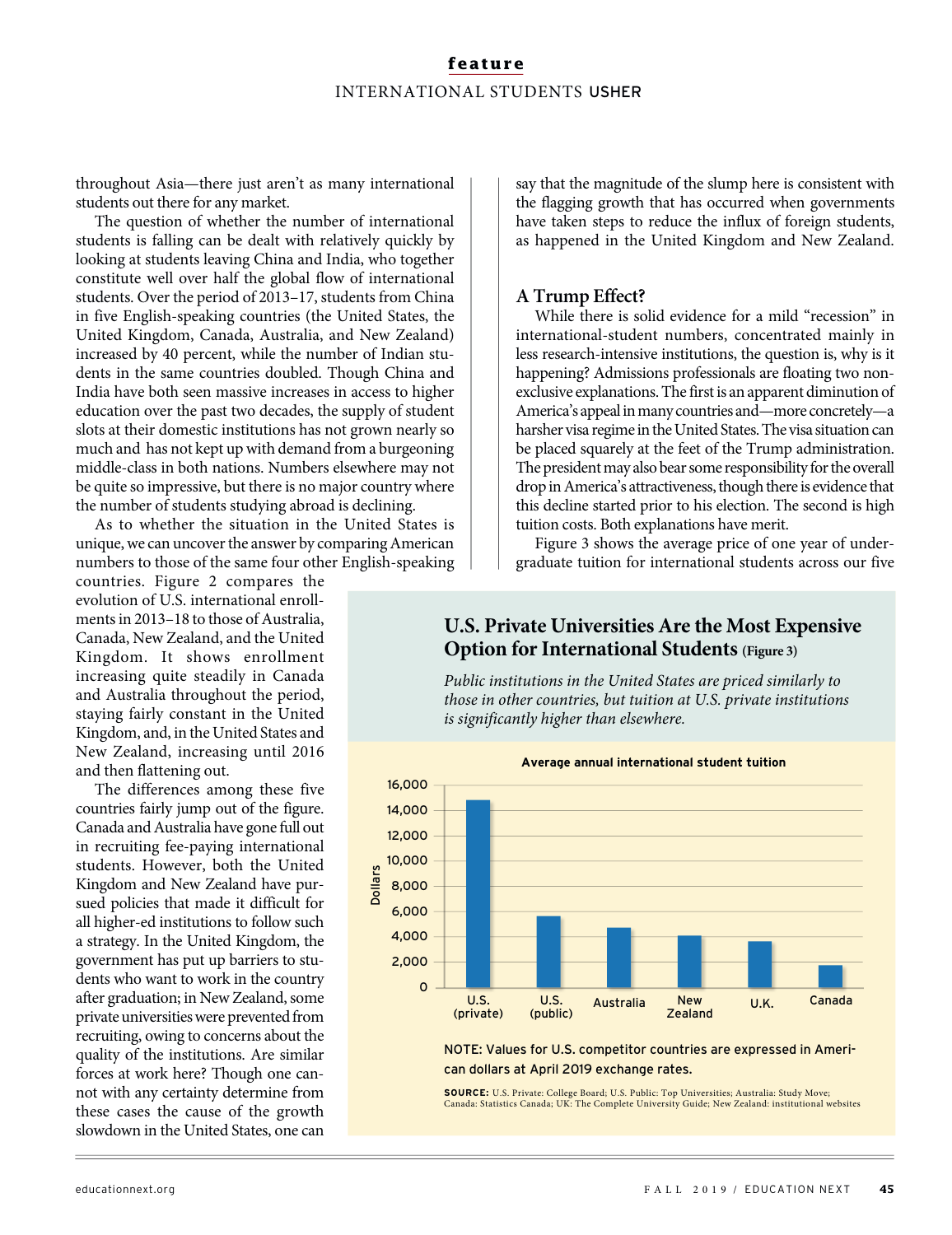throughout Asia—there just aren't as many international students out there for any market.

The question of whether the number of international students is falling can be dealt with relatively quickly by looking at students leaving China and India, who together constitute well over half the global flow of international students. Over the period of 2013–17, students from China in five English-speaking countries (the United States, the United Kingdom, Canada, Australia, and New Zealand) increased by 40 percent, while the number of Indian students in the same countries doubled. Though China and India have both seen massive increases in access to higher education over the past two decades, the supply of student slots at their domestic institutions has not grown nearly so much and has not kept up with demand from a burgeoning middle-class in both nations. Numbers elsewhere may not be quite so impressive, but there is no major country where the number of students studying abroad is declining.

As to whether the situation in the United States is unique, we can uncover the answer by comparing American numbers to those of the same four other English-speaking countries. Figure 2 compares the evolution of U.S. international enrollments in 2013–18 to those of Australia, Canada, New Zealand, and the United Kingdom. It shows enrollment increasing quite steadily in Canada and Australia throughout the period, staying fairly constant in the United Kingdom, and, in the United States and New Zealand, increasing until 2016 and then flattening out.

The differences among these five countries fairly jump out of the figure. Canada and Australia have gone full out in recruiting fee-paying international students. However, both the United Kingdom and New Zealand have pursued policies that made it difficult for all higher-ed institutions to follow such a strategy. In the United Kingdom, the government has put up barriers to students who want to work in the country after graduation; in New Zealand, some private universities were prevented from recruiting, owing to concerns about the quality of the institutions. Are similar forces at work here? Though one cannot with any certainty determine from these cases the cause of the growth slowdown in the United States, one can say that the magnitude of the slump here is consistent with the flagging growth that has occurred when governments have taken steps to reduce the influx of foreign students, as happened in the United Kingdom and New Zealand.

## A Trump Effect?

While there is solid evidence for a mild "recession" in international-student numbers, concentrated mainly in less research-intensive institutions, the question is, why is it happening? Admissions professionals are floating two non-exclusive explanations. The first is an apparent diminution of America's appeal in many countries and—more concretely—a harsher visa regime in the United States. The visa situation can be placed squarely at the feet of the Trump administration. The president may also bear some responsibility for the overall drop in America's attractiveness, though there is evidence that this decline started prior to his election. The second is high tuition costs. Both explanations have merit.

Figure 3 shows the average price of one year of undergraduate tuition for international students across our five

### U.S. Private Universities Are the Most Expensive Option for International Students (Figure 3)

*Public institutions in the United States are priced similarly to those in other countries, but tuition at U.S. private institutions is significantly higher than elsewhere.*

**Average annual international student tuition**

| Country | Dollars (approx.) |
|---|---|
| U.S. (private) | ~14,800 |
| U.S. (public) | ~5,600 |
| Australia | ~4,700 |
| New Zealand | ~4,100 |
| U.K. | ~3,700 |
| Canada | ~1,800 |

NOTE: Values for U.S. competitor countries are expressed in American dollars at April 2019 exchange rates.

**SOURCE:** U.S. Private: College Board; U.S. Public: Top Universities; Australia: Study Move; Canada: Statistics Canada; UK: The Complete University Guide; New Zealand: institutional websites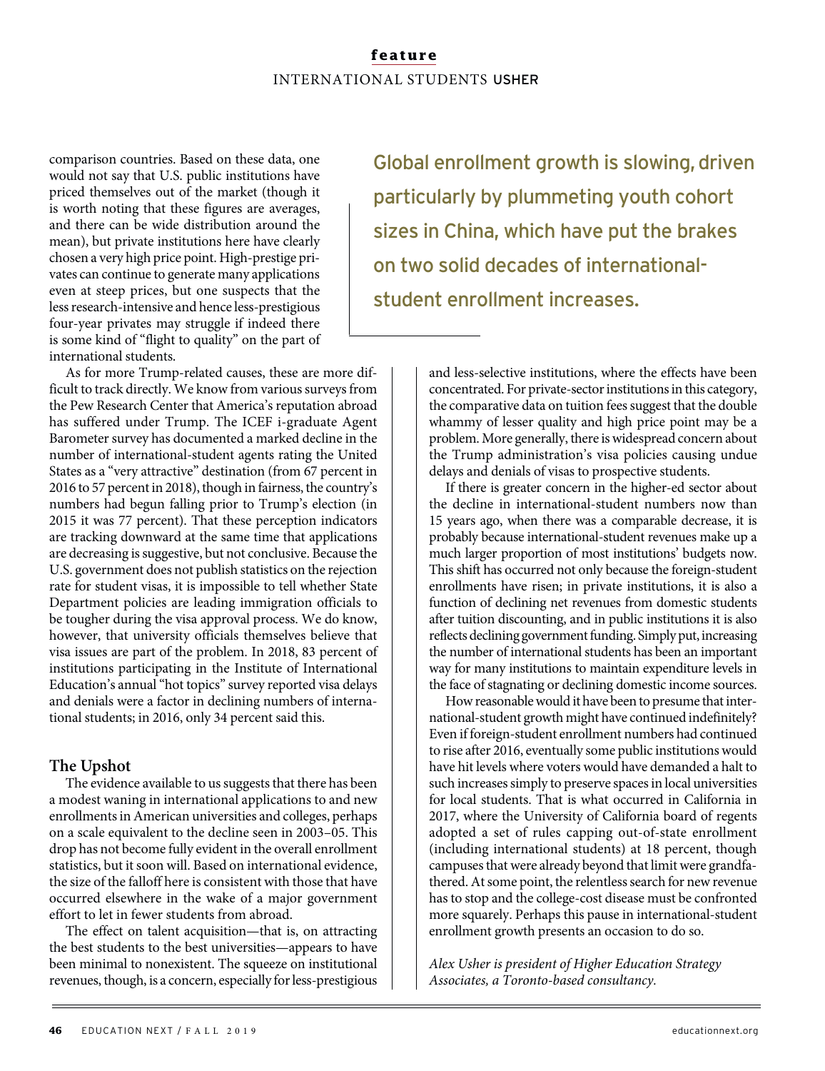comparison countries. Based on these data, one would not say that U.S. public institutions have priced themselves out of the market (though it is worth noting that these figures are averages, and there can be wide distribution around the mean), but private institutions here have clearly chosen a very high price point. High-prestige privates can continue to generate many applications even at steep prices, but one suspects that the less research-intensive and hence less-prestigious four-year privates may struggle if indeed there is some kind of "flight to quality" on the part of international students.

As for more Trump-related causes, these are more difficult to track directly. We know from various surveys from the Pew Research Center that America's reputation abroad has suffered under Trump. The ICEF i-graduate Agent Barometer survey has documented a marked decline in the number of international-student agents rating the United States as a "very attractive" destination (from 67 percent in 2016 to 57 percent in 2018), though in fairness, the country's numbers had begun falling prior to Trump's election (in 2015 it was 77 percent). That these perception indicators are tracking downward at the same time that applications are decreasing is suggestive, but not conclusive. Because the U.S. government does not publish statistics on the rejection rate for student visas, it is impossible to tell whether State Department policies are leading immigration officials to be tougher during the visa approval process. We do know, however, that university officials themselves believe that visa issues are part of the problem. In 2018, 83 percent of institutions participating in the Institute of International Education's annual "hot topics" survey reported visa delays and denials were a factor in declining numbers of international students; in 2016, only 34 percent said this.

> Global enrollment growth is slowing, driven particularly by plummeting youth cohort sizes in China, which have put the brakes on two solid decades of international-student enrollment increases.

## The Upshot

The evidence available to us suggests that there has been a modest waning in international applications to and new enrollments in American universities and colleges, perhaps on a scale equivalent to the decline seen in 2003–05. This drop has not become fully evident in the overall enrollment statistics, but it soon will. Based on international evidence, the size of the falloff here is consistent with those that have occurred elsewhere in the wake of a major government effort to let in fewer students from abroad.

The effect on talent acquisition—that is, on attracting the best students to the best universities—appears to have been minimal to nonexistent. The squeeze on institutional revenues, though, is a concern, especially for less-prestigious and less-selective institutions, where the effects have been concentrated. For private-sector institutions in this category, the comparative data on tuition fees suggest that the double whammy of lesser quality and high price point may be a problem. More generally, there is widespread concern about the Trump administration's visa policies causing undue delays and denials of visas to prospective students.

If there is greater concern in the higher-ed sector about the decline in international-student numbers now than 15 years ago, when there was a comparable decrease, it is probably because international-student revenues make up a much larger proportion of most institutions' budgets now. This shift has occurred not only because the foreign-student enrollments have risen; in private institutions, it is also a function of declining net revenues from domestic students after tuition discounting, and in public institutions it is also reflects declining government funding. Simply put, increasing the number of international students has been an important way for many institutions to maintain expenditure levels in the face of stagnating or declining domestic income sources.

How reasonable would it have been to presume that international-student growth might have continued indefinitely? Even if foreign-student enrollment numbers had continued to rise after 2016, eventually some public institutions would have hit levels where voters would have demanded a halt to such increases simply to preserve spaces in local universities for local students. That is what occurred in California in 2017, where the University of California board of regents adopted a set of rules capping out-of-state enrollment (including international students) at 18 percent, though campuses that were already beyond that limit were grandfathered. At some point, the relentless search for new revenue has to stop and the college-cost disease must be confronted more squarely. Perhaps this pause in international-student enrollment growth presents an occasion to do so.

*Alex Usher is president of Higher Education Strategy Associates, a Toronto-based consultancy.*